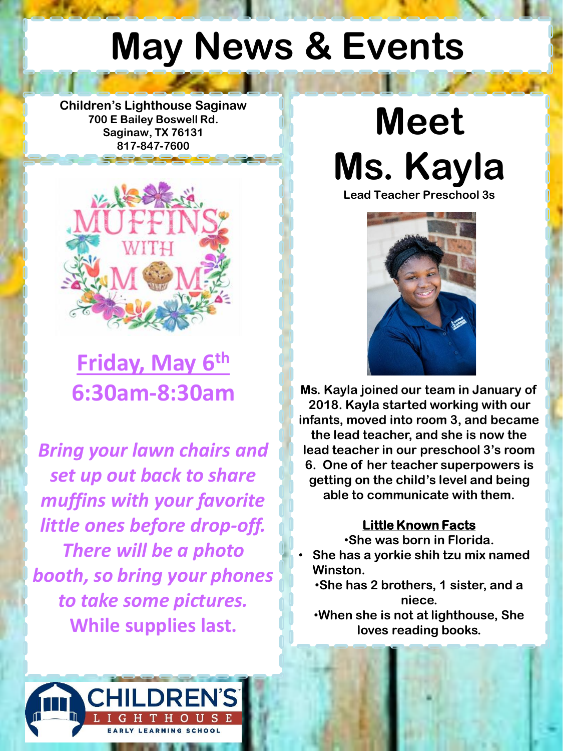# May News & Events

**Children's Lighthouse Saginaw**
**700 E Bailey Boswell Rd.**
**Saginaw, TX 76131**
**817-847-7600**

MUFFINS WITH MOM

## Friday, May 6th
## 6:30am-8:30am

*Bring your lawn chairs and set up out back to share muffins with your favorite little ones before drop-off. There will be a photo booth, so bring your phones to take some pictures.*

**While supplies last.**

# Meet Ms. Kayla

**Lead Teacher Preschool 3s**

**Ms. Kayla joined our team in January of 2018. Kayla started working with our infants, moved into room 3, and became the lead teacher, and she is now the lead teacher in our preschool 3's room 6. One of her teacher superpowers is getting on the child's level and being able to communicate with them.**

**Little Known Facts**

- **She was born in Florida.**
- **She has a yorkie shih tzu mix named Winston.**
- **She has 2 brothers, 1 sister, and a niece.**
- **When she is not at lighthouse, She loves reading books.**

CHILDREN'S LIGHTHOUSE EARLY LEARNING SCHOOL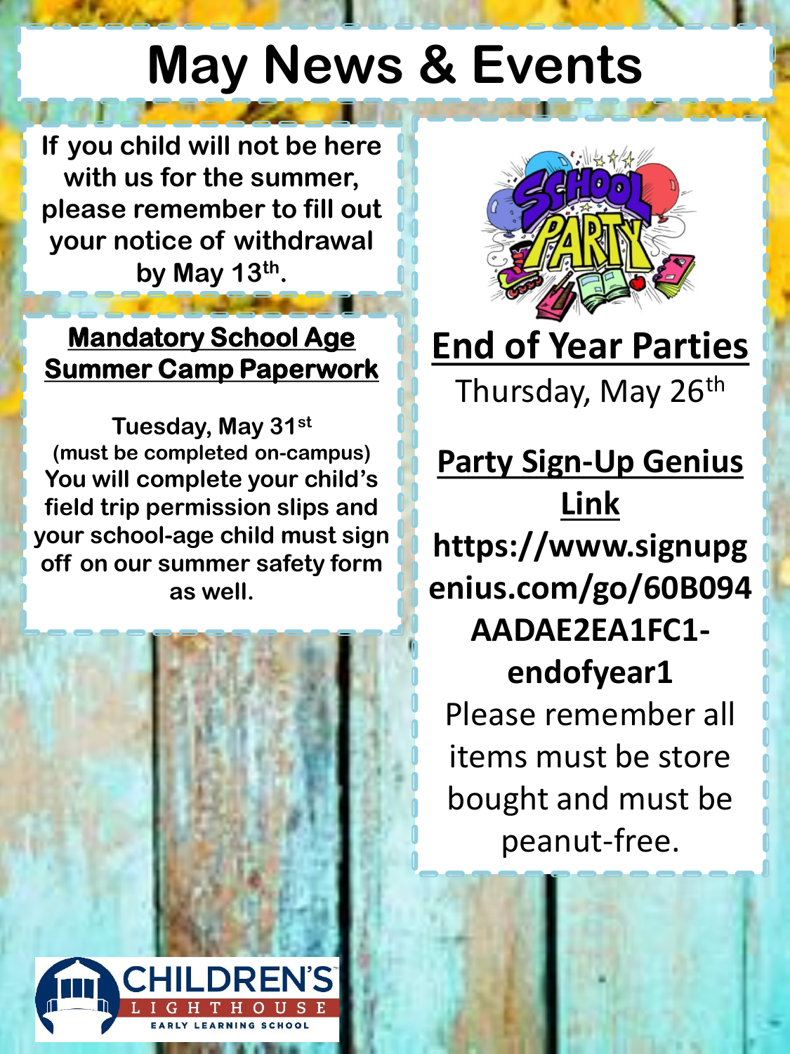# May News & Events

If you child will not be here with us for the summer, please remember to fill out your notice of withdrawal by May 13th.

## Mandatory School Age Summer Camp Paperwork

**Tuesday, May 31st**
**(must be completed on-campus)**
**You will complete your child's field trip permission slips and your school-age child must sign off on our summer safety form as well.**

## End of Year Parties

Thursday, May 26th

**Party Sign-Up Genius Link**

**https://www.signupgenius.com/go/60B094AADAE2EA1FC1-endofyear1**

Please remember all items must be store bought and must be peanut-free.

CHILDREN'S LIGHTHOUSE EARLY LEARNING SCHOOL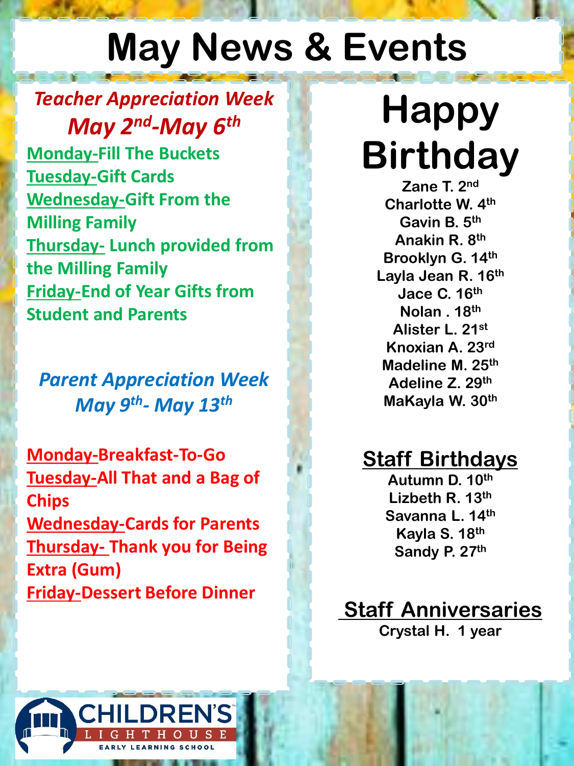# May News & Events

## *Teacher Appreciation Week*
## *May 2nd-May 6th*

**Monday-Fill The Buckets**
**Tuesday-Gift Cards**
**Wednesday-Gift From the Milling Family**
**Thursday- Lunch provided from the Milling Family**
**Friday-End of Year Gifts from Student and Parents**

## *Parent Appreciation Week*
## *May 9th- May 13th*

**Monday-Breakfast-To-Go**
**Tuesday-All That and a Bag of Chips**
**Wednesday-Cards for Parents**
**Thursday- Thank you for Being Extra (Gum)**
**Friday-Dessert Before Dinner**

# Happy Birthday

Zane T. 2nd
Charlotte W. 4th
Gavin B. 5th
Anakin R. 8th
Brooklyn G. 14th
Layla Jean R. 16th
Jace C. 16th
Nolan . 18th
Alister L. 21st
Knoxian A. 23rd
Madeline M. 25th
Adeline Z. 29th
MaKayla W. 30th

## Staff Birthdays

Autumn D. 10th
Lizbeth R. 13th
Savanna L. 14th
Kayla S. 18th
Sandy P. 27th

## Staff Anniversaries

Crystal H. 1 year

CHILDREN'S LIGHTHOUSE EARLY LEARNING SCHOOL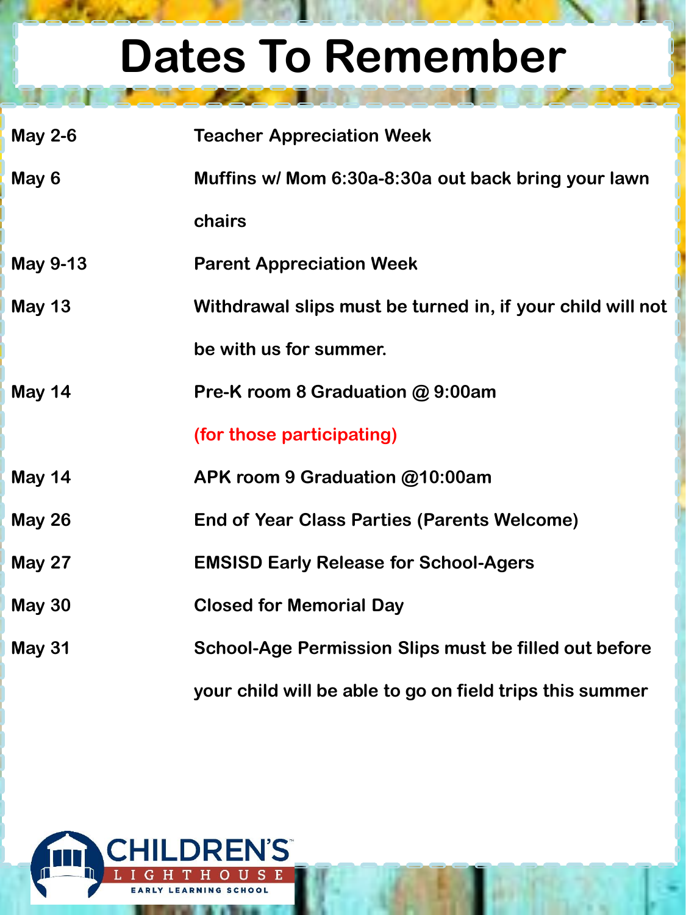# Dates To Remember

| | |
|---|---|
| May 2-6 | Teacher Appreciation Week |
| May 6 | Muffins w/ Mom 6:30a-8:30a out back bring your lawn chairs |
| May 9-13 | Parent Appreciation Week |
| May 13 | Withdrawal slips must be turned in, if your child will not be with us for summer. |
| May 14 | Pre-K room 8 Graduation @ 9:00am (for those participating) |
| May 14 | APK room 9 Graduation @10:00am |
| May 26 | End of Year Class Parties (Parents Welcome) |
| May 27 | EMSISD Early Release for School-Agers |
| May 30 | Closed for Memorial Day |
| May 31 | School-Age Permission Slips must be filled out before your child will be able to go on field trips this summer |

CHILDREN'S LIGHTHOUSE EARLY LEARNING SCHOOL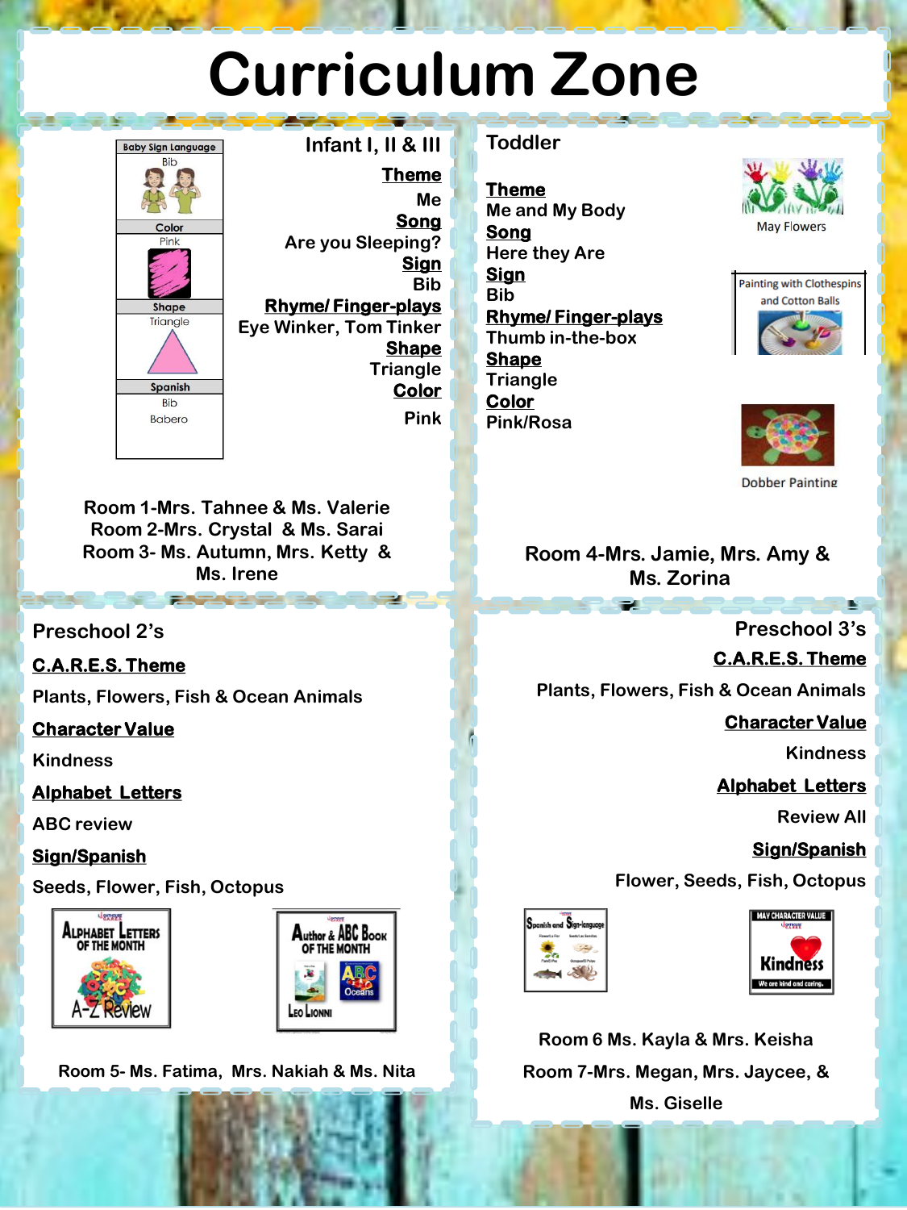# Curriculum Zone

## Infant I, II & III

| Baby Sign Language |
|---|
| Bib |
| **Color** |
| Pink |
| **Shape** |
| Triangle |
| **Spanish** |
| Bib |
| Babero |

**Theme**

Me

**Song**

Are you Sleeping?

**Sign**

Bib

**Rhyme/ Finger-plays**

Eye Winker, Tom Tinker

**Shape**

Triangle

**Color**

Pink

Room 1-Mrs. Tahnee & Ms. Valerie
Room 2-Mrs. Crystal & Ms. Sarai
Room 3- Ms. Autumn, Mrs. Ketty & Ms. Irene

## Toddler

**Theme**

Me and My Body

**Song**

Here they Are

**Sign**

Bib

**Rhyme/ Finger-plays**

Thumb in-the-box

**Shape**

Triangle

**Color**

Pink/Rosa

May Flowers

Painting with Clothespins and Cotton Balls

Dobber Painting

Room 4-Mrs. Jamie, Mrs. Amy & Ms. Zorina

## Preschool 2's

**C.A.R.E.S. Theme**

Plants, Flowers, Fish & Ocean Animals

**Character Value**

Kindness

**Alphabet Letters**

ABC review

**Sign/Spanish**

Seeds, Flower, Fish, Octopus

Alphabet Letters of the Month – A-Z Review

Author & ABC Book of the Month – Leo Lionni

Room 5- Ms. Fatima, Mrs. Nakiah & Ms. Nita

## Preschool 3's

**C.A.R.E.S. Theme**

Plants, Flowers, Fish & Ocean Animals

**Character Value**

Kindness

**Alphabet Letters**

Review All

**Sign/Spanish**

Flower, Seeds, Fish, Octopus

Spanish and Sign-language

May Character Value – Kindness – We are kind and caring.

Room 6 Ms. Kayla & Mrs. Keisha
Room 7-Mrs. Megan, Mrs. Jaycee, & Ms. Giselle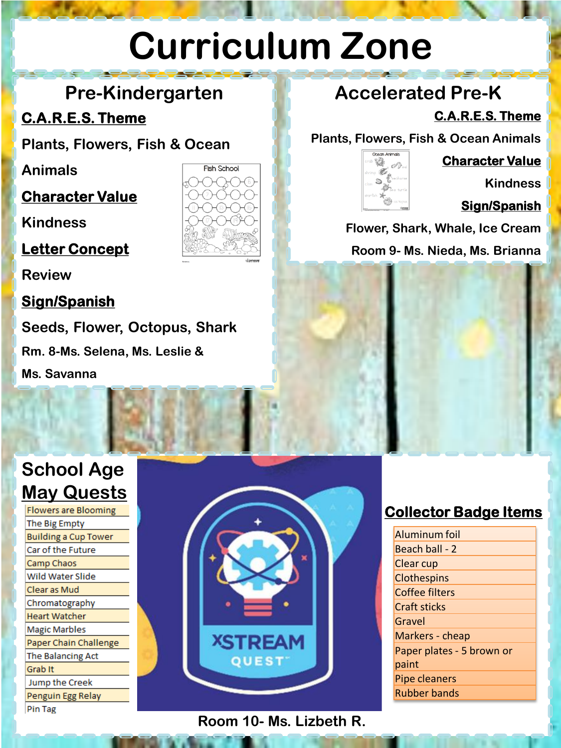# Curriculum Zone

## Pre-Kindergarten

**C.A.R.E.S. Theme**

Plants, Flowers, Fish & Ocean Animals

**Character Value**

Kindness

**Letter Concept**

Review

**Sign/Spanish**

Seeds, Flower, Octopus, Shark

Rm. 8-Ms. Selena, Ms. Leslie & Ms. Savanna

## Accelerated Pre-K

**C.A.R.E.S. Theme**

Plants, Flowers, Fish & Ocean Animals

**Character Value**

Kindness

**Sign/Spanish**

Flower, Shark, Whale, Ice Cream

Room 9- Ms. Nieda, Ms. Brianna

## School Age

## May Quests

| |
|---|
| Flowers are Blooming |
| The Big Empty |
| Building a Cup Tower |
| Car of the Future |
| Camp Chaos |
| Wild Water Slide |
| Clear as Mud |
| Chromatography |
| Heart Watcher |
| Magic Marbles |
| Paper Chain Challenge |
| The Balancing Act |
| Grab It |
| Jump the Creek |
| Penguin Egg Relay |
| Pin Tag |

**Collector Badge Items**

| |
|---|
| Aluminum foil |
| Beach ball - 2 |
| Clear cup |
| Clothespins |
| Coffee filters |
| Craft sticks |
| Gravel |
| Markers - cheap |
| Paper plates - 5 brown or paint |
| Pipe cleaners |
| Rubber bands |

Room 10- Ms. Lizbeth R.